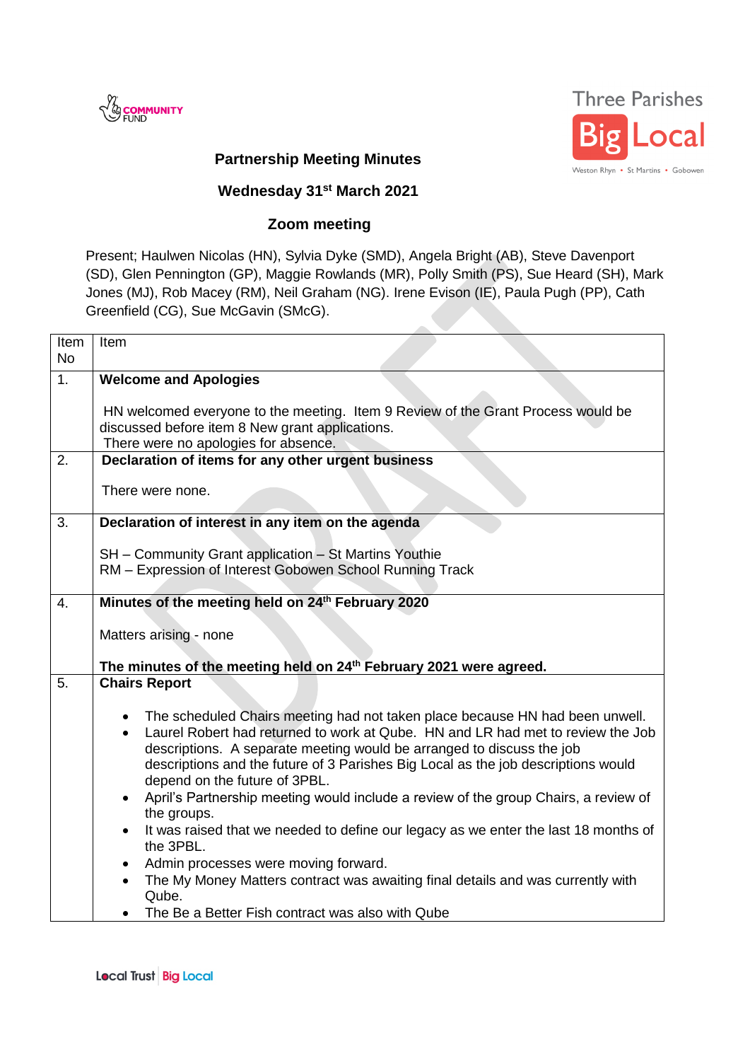Three Parishes Big Local

Weston Rhyn • St Martins • Gobowen

## Partnership Meeting Minutes

**Wednesday 31st March 2021**

**Zoom meeting**

Present; Haulwen Nicolas (HN), Sylvia Dyke (SMD), Angela Bright (AB), Steve Davenport (SD), Glen Pennington (GP), Maggie Rowlands (MR), Polly Smith (PS), Sue Heard (SH), Mark Jones (MJ), Rob Macey (RM), Neil Graham (NG). Irene Evison (IE), Paula Pugh (PP), Cath Greenfield (CG), Sue McGavin (SMcG).

| Item No | Item |
|---|---|
| 1. | **Welcome and Apologies**<br><br>HN welcomed everyone to the meeting. Item 9 Review of the Grant Process would be discussed before item 8 New grant applications.<br>There were no apologies for absence. |
| 2. | **Declaration of items for any other urgent business**<br><br>There were none. |
| 3. | **Declaration of interest in any item on the agenda**<br><br>SH – Community Grant application – St Martins Youthie<br>RM – Expression of Interest Gobowen School Running Track |
| 4. | **Minutes of the meeting held on 24th February 2020**<br><br>Matters arising - none<br><br>**The minutes of the meeting held on 24th February 2021 were agreed.** |
| 5. | **Chairs Report**<br><br>• The scheduled Chairs meeting had not taken place because HN had been unwell.<br>• Laurel Robert had returned to work at Qube. HN and LR had met to review the Job descriptions. A separate meeting would be arranged to discuss the job descriptions and the future of 3 Parishes Big Local as the job descriptions would depend on the future of 3PBL.<br>• April's Partnership meeting would include a review of the group Chairs, a review of the groups.<br>• It was raised that we needed to define our legacy as we enter the last 18 months of the 3PBL.<br>• Admin processes were moving forward.<br>• The My Money Matters contract was awaiting final details and was currently with Qube.<br>• The Be a Better Fish contract was also with Qube |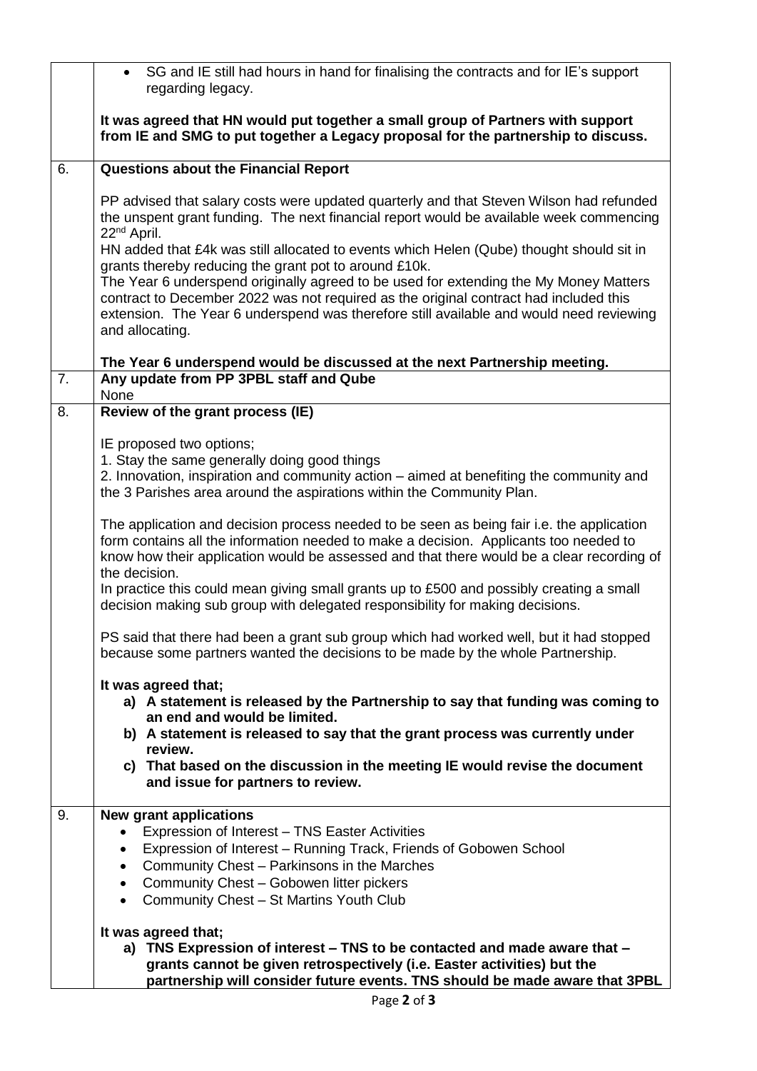| | |
|---|---|
| | • SG and IE still had hours in hand for finalising the contracts and for IE's support regarding legacy.<br><br>**It was agreed that HN would put together a small group of Partners with support from IE and SMG to put together a Legacy proposal for the partnership to discuss.** |
| 6. | **Questions about the Financial Report**<br><br>PP advised that salary costs were updated quarterly and that Steven Wilson had refunded the unspent grant funding. The next financial report would be available week commencing 22nd April.<br>HN added that £4k was still allocated to events which Helen (Qube) thought should sit in grants thereby reducing the grant pot to around £10k.<br>The Year 6 underspend originally agreed to be used for extending the My Money Matters contract to December 2022 was not required as the original contract had included this extension. The Year 6 underspend was therefore still available and would need reviewing and allocating.<br><br>**The Year 6 underspend would be discussed at the next Partnership meeting.** |
| 7. | **Any update from PP 3PBL staff and Qube**<br>None |
| 8. | **Review of the grant process (IE)**<br><br>IE proposed two options;<br>1. Stay the same generally doing good things<br>2. Innovation, inspiration and community action – aimed at benefiting the community and the 3 Parishes area around the aspirations within the Community Plan.<br><br>The application and decision process needed to be seen as being fair i.e. the application form contains all the information needed to make a decision. Applicants too needed to know how their application would be assessed and that there would be a clear recording of the decision.<br>In practice this could mean giving small grants up to £500 and possibly creating a small decision making sub group with delegated responsibility for making decisions.<br><br>PS said that there had been a grant sub group which had worked well, but it had stopped because some partners wanted the decisions to be made by the whole Partnership.<br><br>**It was agreed that;**<br>**a) A statement is released by the Partnership to say that funding was coming to an end and would be limited.**<br>**b) A statement is released to say that the grant process was currently under review.**<br>**c) That based on the discussion in the meeting IE would revise the document and issue for partners to review.** |
| 9. | **New grant applications**<br>• Expression of Interest – TNS Easter Activities<br>• Expression of Interest – Running Track, Friends of Gobowen School<br>• Community Chest – Parkinsons in the Marches<br>• Community Chest – Gobowen litter pickers<br>• Community Chest – St Martins Youth Club<br><br>**It was agreed that;**<br>**a) TNS Expression of interest – TNS to be contacted and made aware that – grants cannot be given retrospectively (i.e. Easter activities) but the partnership will consider future events. TNS should be made aware that 3PBL** |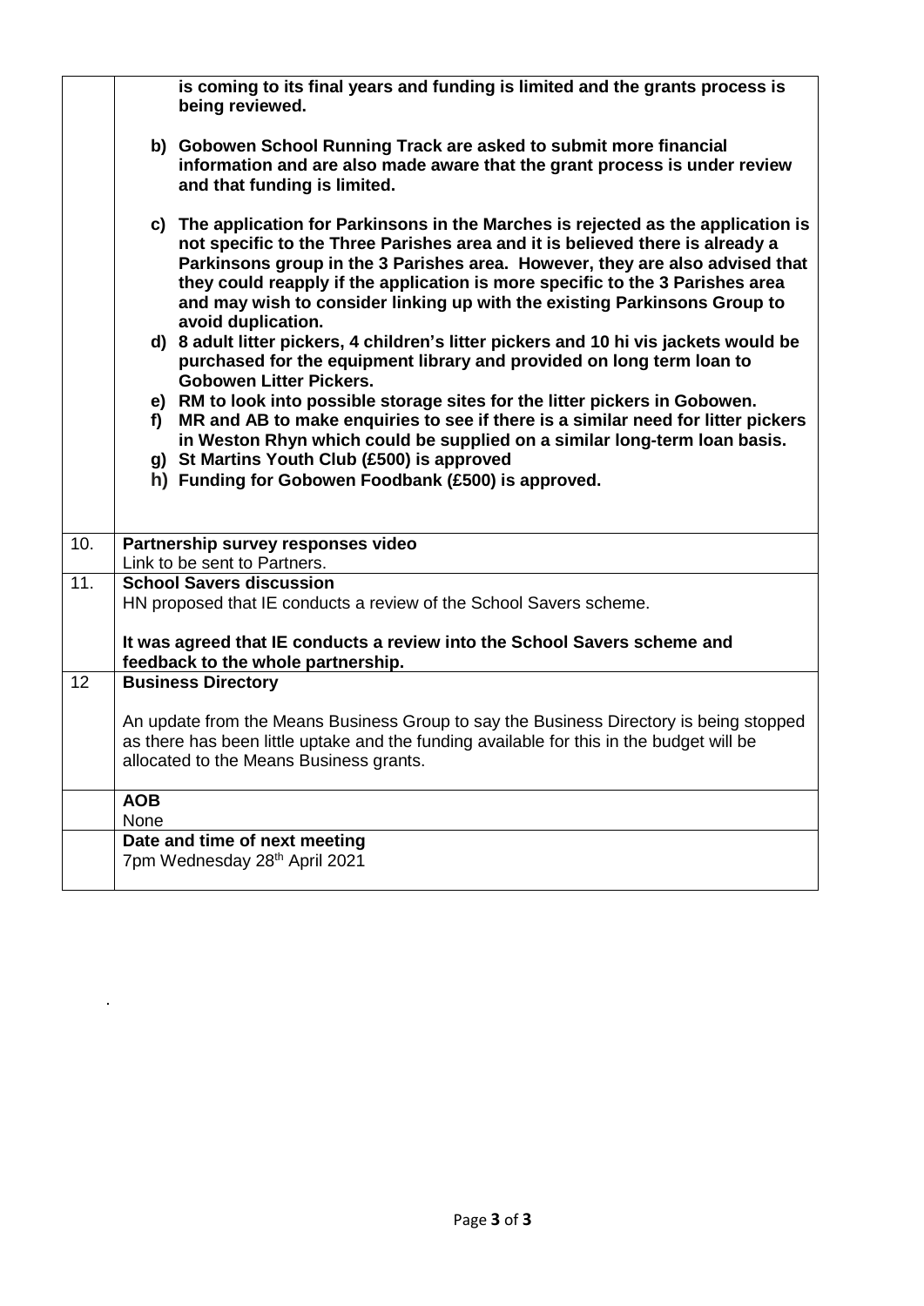| | |
|---|---|
| | **is coming to its final years and funding is limited and the grants process is being reviewed.**<br><br>**b) Gobowen School Running Track are asked to submit more financial information and are also made aware that the grant process is under review and that funding is limited.**<br><br>**c) The application for Parkinsons in the Marches is rejected as the application is not specific to the Three Parishes area and it is believed there is already a Parkinsons group in the 3 Parishes area. However, they are also advised that they could reapply if the application is more specific to the 3 Parishes area and may wish to consider linking up with the existing Parkinsons Group to avoid duplication.**<br>**d) 8 adult litter pickers, 4 children's litter pickers and 10 hi vis jackets would be purchased for the equipment library and provided on long term loan to Gobowen Litter Pickers.**<br>**e) RM to look into possible storage sites for the litter pickers in Gobowen.**<br>**f) MR and AB to make enquiries to see if there is a similar need for litter pickers in Weston Rhyn which could be supplied on a similar long-term loan basis.**<br>**g) St Martins Youth Club (£500) is approved**<br>**h) Funding for Gobowen Foodbank (£500) is approved.** |
| 10. | **Partnership survey responses video**<br>Link to be sent to Partners. |
| 11. | **School Savers discussion**<br>HN proposed that IE conducts a review of the School Savers scheme.<br><br>**It was agreed that IE conducts a review into the School Savers scheme and feedback to the whole partnership.** |
| 12 | **Business Directory**<br><br>An update from the Means Business Group to say the Business Directory is being stopped as there has been little uptake and the funding available for this in the budget will be allocated to the Means Business grants. |
| | **AOB**<br>None |
| | **Date and time of next meeting**<br>7pm Wednesday 28th April 2021 |